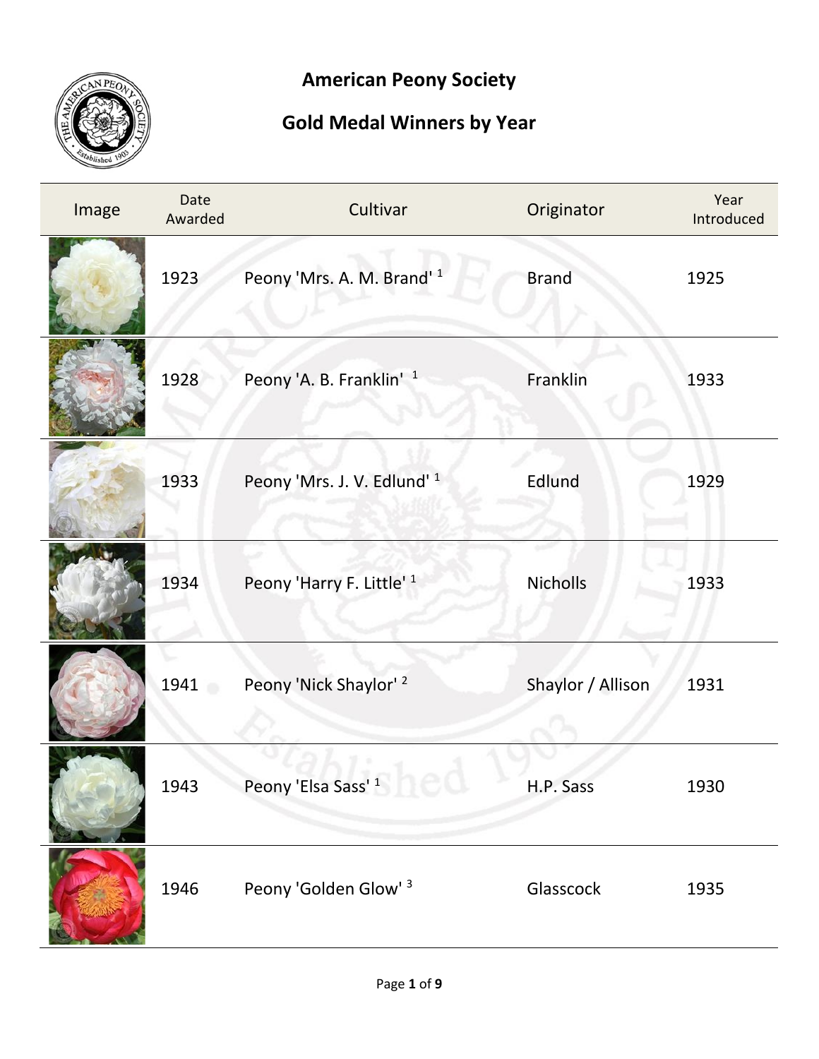# American Peony Society

## Gold Medal Winners by Year

| Image | Date Awarded | Cultivar | Originator | Year Introduced |
|---|---|---|---|---|
| | 1923 | Peony 'Mrs. A. M. Brand' [1] | Brand | 1925 |
| | 1928 | Peony 'A. B. Franklin' [1] | Franklin | 1933 |
| | 1933 | Peony 'Mrs. J. V. Edlund' [1] | Edlund | 1929 |
| | 1934 | Peony 'Harry F. Little' [1] | Nicholls | 1933 |
| | 1941 | Peony 'Nick Shaylor' [2] | Shaylor / Allison | 1931 |
| | 1943 | Peony 'Elsa Sass' [1] | H.P. Sass | 1930 |
| | 1946 | Peony 'Golden Glow' [3] | Glasscock | 1935 |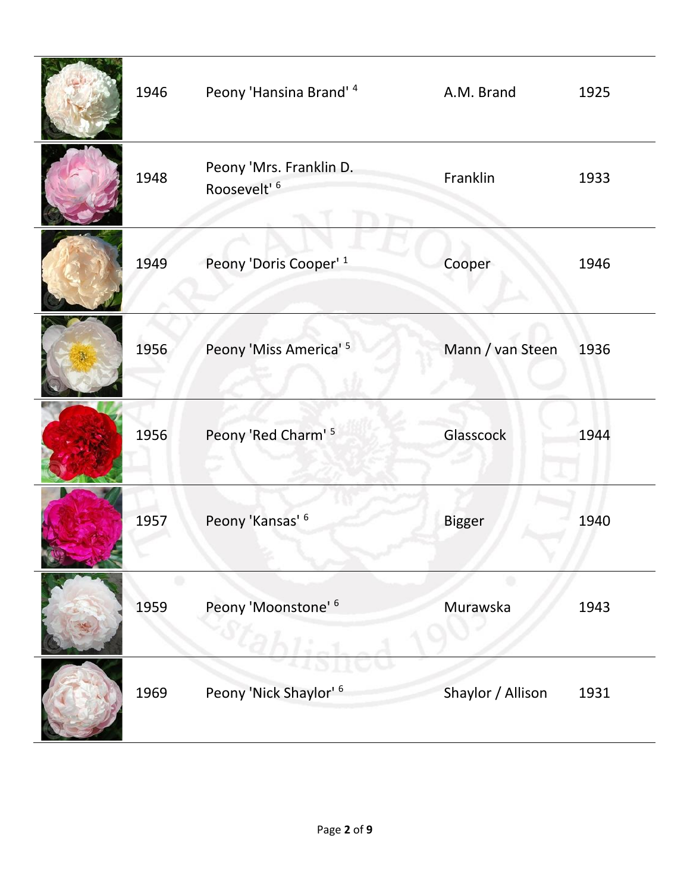| | | | | |
|---|---|---|---|---|
| | 1946 | Peony 'Hansina Brand' [4] | A.M. Brand | 1925 |
| | 1948 | Peony 'Mrs. Franklin D. Roosevelt' [6] | Franklin | 1933 |
| | 1949 | Peony 'Doris Cooper' [1] | Cooper | 1946 |
| | 1956 | Peony 'Miss America' [5] | Mann / van Steen | 1936 |
| | 1956 | Peony 'Red Charm' [5] | Glasscock | 1944 |
| | 1957 | Peony 'Kansas' [6] | Bigger | 1940 |
| | 1959 | Peony 'Moonstone' [6] | Murawska | 1943 |
| | 1969 | Peony 'Nick Shaylor' [6] | Shaylor / Allison | 1931 |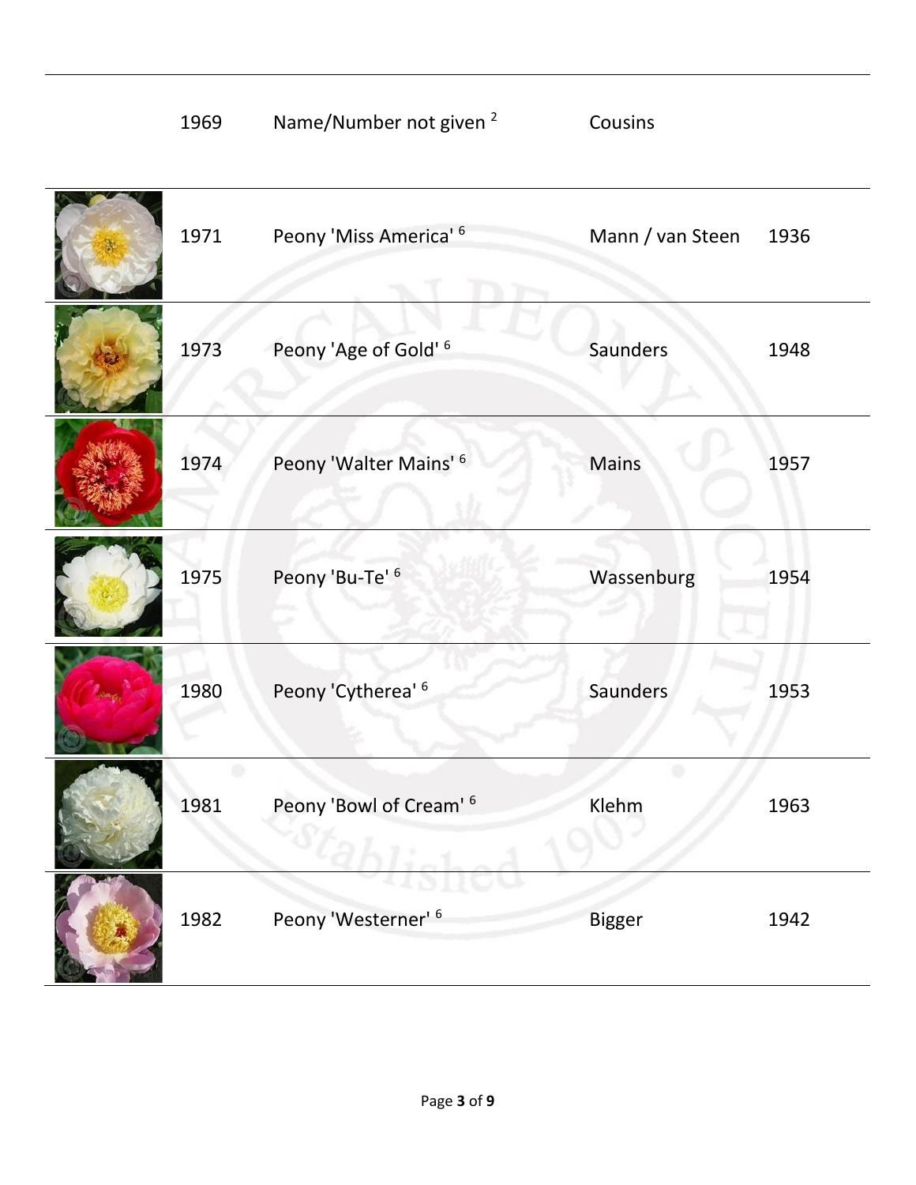| | | | | |
|---|---|---|---|---|
| | 1969 | Name/Number not given [2] | Cousins | |
| | 1971 | Peony 'Miss America' [6] | Mann / van Steen | 1936 |
| | 1973 | Peony 'Age of Gold' [6] | Saunders | 1948 |
| | 1974 | Peony 'Walter Mains' [6] | Mains | 1957 |
| | 1975 | Peony 'Bu-Te' [6] | Wassenburg | 1954 |
| | 1980 | Peony 'Cytherea' [6] | Saunders | 1953 |
| | 1981 | Peony 'Bowl of Cream' [6] | Klehm | 1963 |
| | 1982 | Peony 'Westerner' [6] | Bigger | 1942 |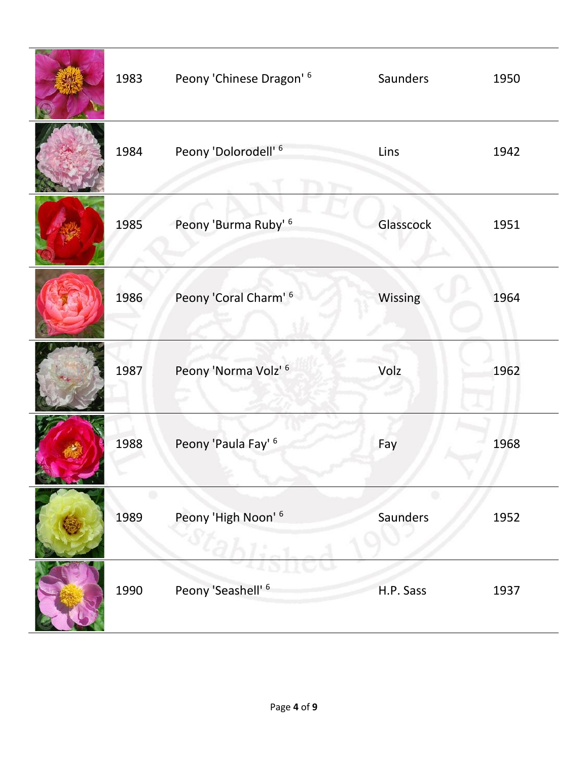| | | | | |
|---|---|---|---|---|
| | 1983 | Peony 'Chinese Dragon' [6] | Saunders | 1950 |
| | 1984 | Peony 'Dolorodell' [6] | Lins | 1942 |
| | 1985 | Peony 'Burma Ruby' [6] | Glasscock | 1951 |
| | 1986 | Peony 'Coral Charm' [6] | Wissing | 1964 |
| | 1987 | Peony 'Norma Volz' [6] | Volz | 1962 |
| | 1988 | Peony 'Paula Fay' [6] | Fay | 1968 |
| | 1989 | Peony 'High Noon' [6] | Saunders | 1952 |
| | 1990 | Peony 'Seashell' [6] | H.P. Sass | 1937 |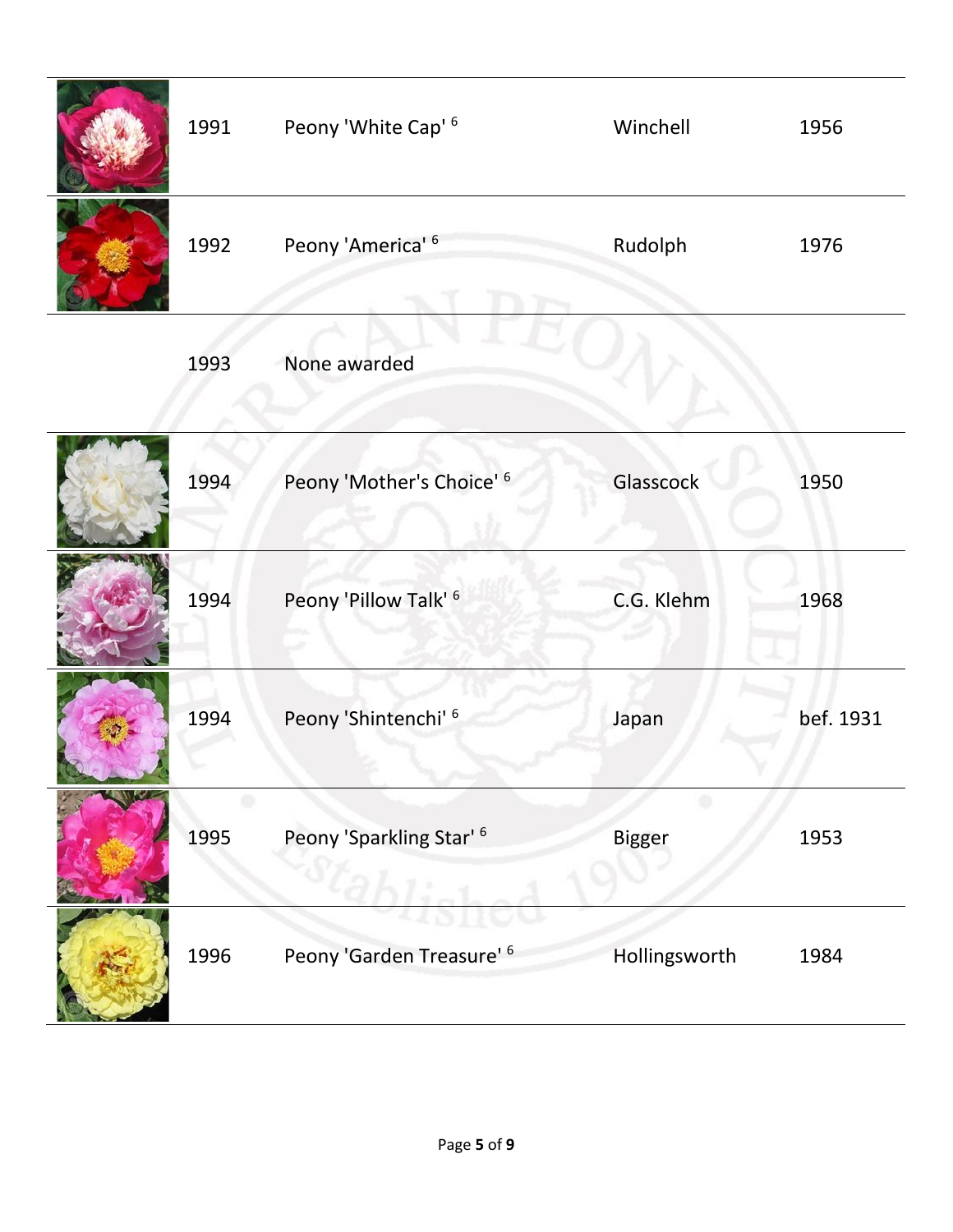| | | | | |
|---|---|---|---|---|
| | 1991 | Peony 'White Cap' [6] | Winchell | 1956 |
| | 1992 | Peony 'America' [6] | Rudolph | 1976 |
| | 1993 | None awarded | | |
| | 1994 | Peony 'Mother's Choice' [6] | Glasscock | 1950 |
| | 1994 | Peony 'Pillow Talk' [6] | C.G. Klehm | 1968 |
| | 1994 | Peony 'Shintenchi' [6] | Japan | bef. 1931 |
| | 1995 | Peony 'Sparkling Star' [6] | Bigger | 1953 |
| | 1996 | Peony 'Garden Treasure' [6] | Hollingsworth | 1984 |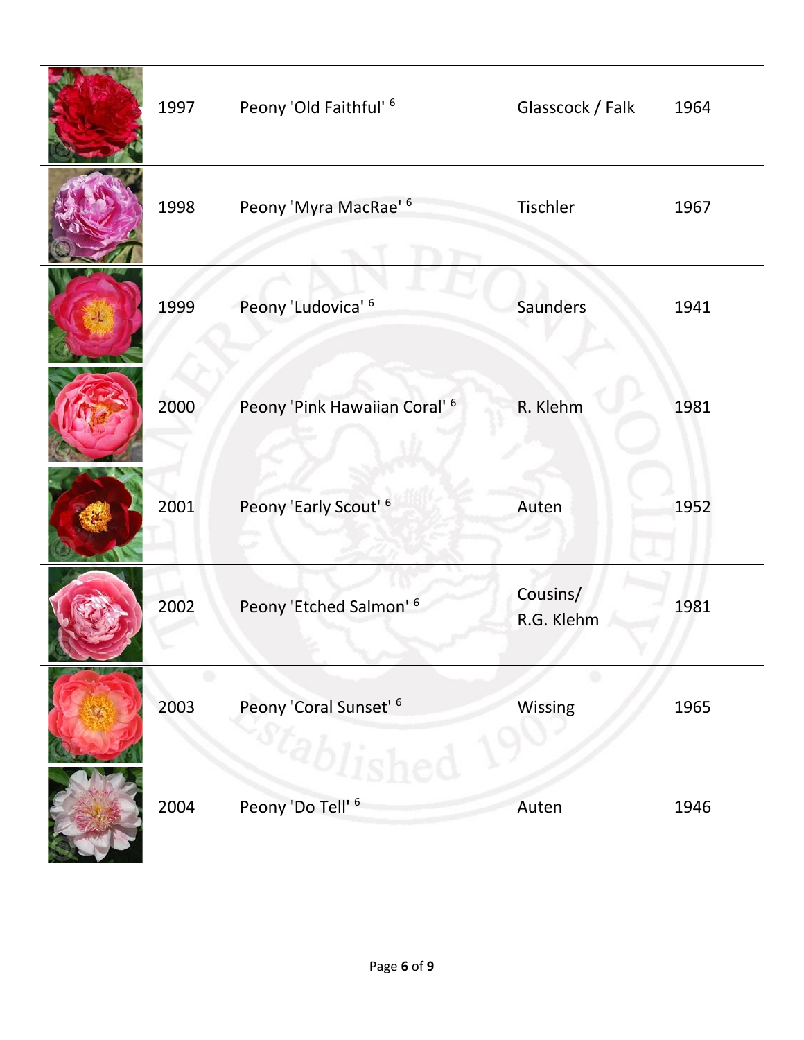| | | | | |
|---|---|---|---|---|
| | 1997 | Peony 'Old Faithful' [6] | Glasscock / Falk | 1964 |
| | 1998 | Peony 'Myra MacRae' [6] | Tischler | 1967 |
| | 1999 | Peony 'Ludovica' [6] | Saunders | 1941 |
| | 2000 | Peony 'Pink Hawaiian Coral' [6] | R. Klehm | 1981 |
| | 2001 | Peony 'Early Scout' [6] | Auten | 1952 |
| | 2002 | Peony 'Etched Salmon' [6] | Cousins/ R.G. Klehm | 1981 |
| | 2003 | Peony 'Coral Sunset' [6] | Wissing | 1965 |
| | 2004 | Peony 'Do Tell' [6] | Auten | 1946 |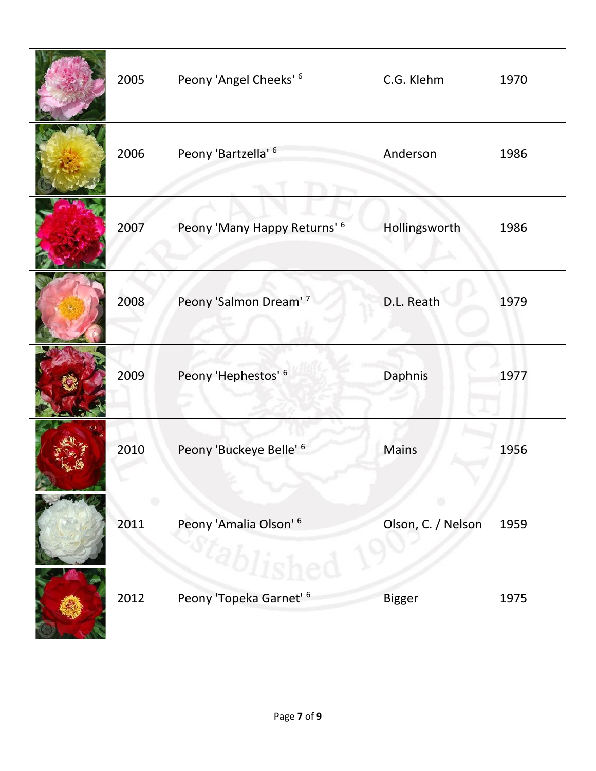| | | | | |
|---|---|---|---|---|
| | 2005 | Peony 'Angel Cheeks' [6] | C.G. Klehm | 1970 |
| | 2006 | Peony 'Bartzella' [6] | Anderson | 1986 |
| | 2007 | Peony 'Many Happy Returns' [6] | Hollingsworth | 1986 |
| | 2008 | Peony 'Salmon Dream' [7] | D.L. Reath | 1979 |
| | 2009 | Peony 'Hephestos' [6] | Daphnis | 1977 |
| | 2010 | Peony 'Buckeye Belle' [6] | Mains | 1956 |
| | 2011 | Peony 'Amalia Olson' [6] | Olson, C. / Nelson | 1959 |
| | 2012 | Peony 'Topeka Garnet' [6] | Bigger | 1975 |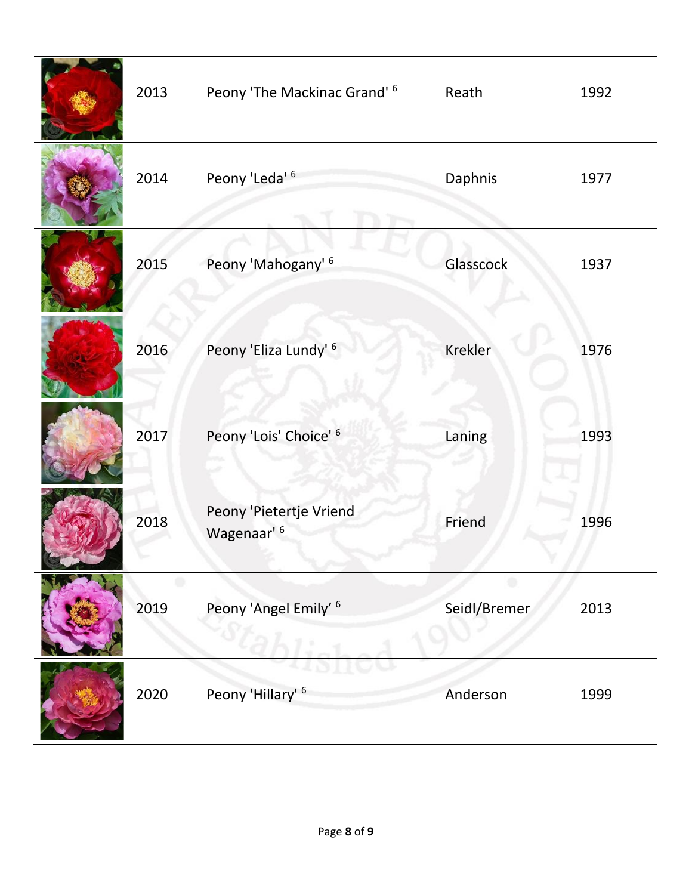| | | | | |
|---|---|---|---|---|
| | 2013 | Peony 'The Mackinac Grand' [6] | Reath | 1992 |
| | 2014 | Peony 'Leda' [6] | Daphnis | 1977 |
| | 2015 | Peony 'Mahogany' [6] | Glasscock | 1937 |
| | 2016 | Peony 'Eliza Lundy' [6] | Krekler | 1976 |
| | 2017 | Peony 'Lois' Choice' [6] | Laning | 1993 |
| | 2018 | Peony 'Pietertje Vriend Wagenaar' [6] | Friend | 1996 |
| | 2019 | Peony 'Angel Emily' [6] | Seidl/Bremer | 2013 |
| | 2020 | Peony 'Hillary' [6] | Anderson | 1999 |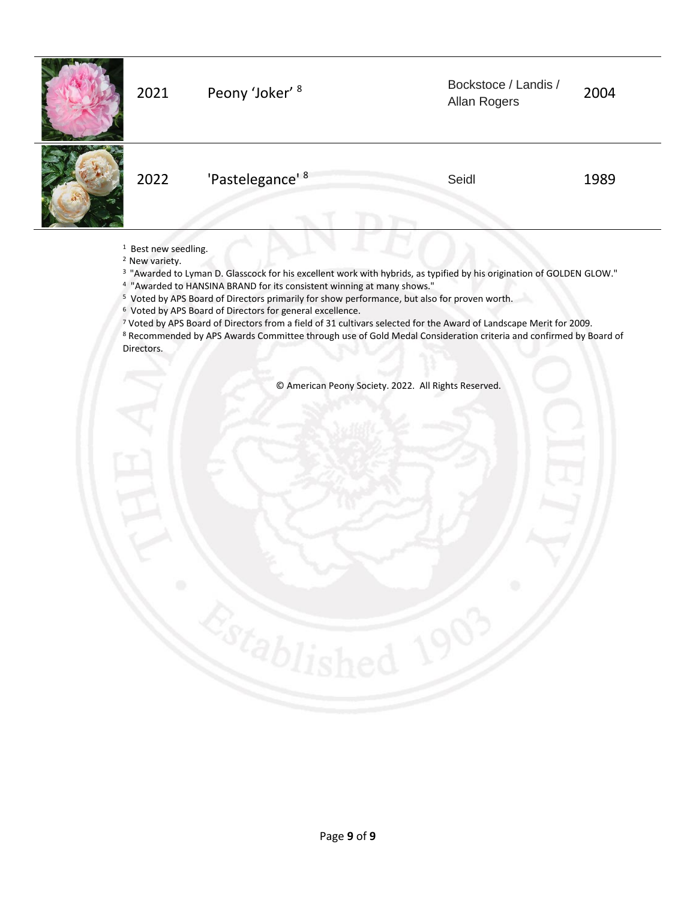| | | | | |
|---|---|---|---|---|
| | 2021 | Peony 'Joker' [8] | Bockstoce / Landis / Allan Rogers | 2004 |
| | 2022 | 'Pastelegance' [8] | Seidl | 1989 |

[1] Best new seedling.
[2] New variety.
[3] "Awarded to Lyman D. Glasscock for his excellent work with hybrids, as typified by his origination of GOLDEN GLOW."
[4] "Awarded to HANSINA BRAND for its consistent winning at many shows."
[5] Voted by APS Board of Directors primarily for show performance, but also for proven worth.
[6] Voted by APS Board of Directors for general excellence.
[7] Voted by APS Board of Directors from a field of 31 cultivars selected for the Award of Landscape Merit for 2009.
[8] Recommended by APS Awards Committee through use of Gold Medal Consideration criteria and confirmed by Board of Directors.

© American Peony Society. 2022. All Rights Reserved.